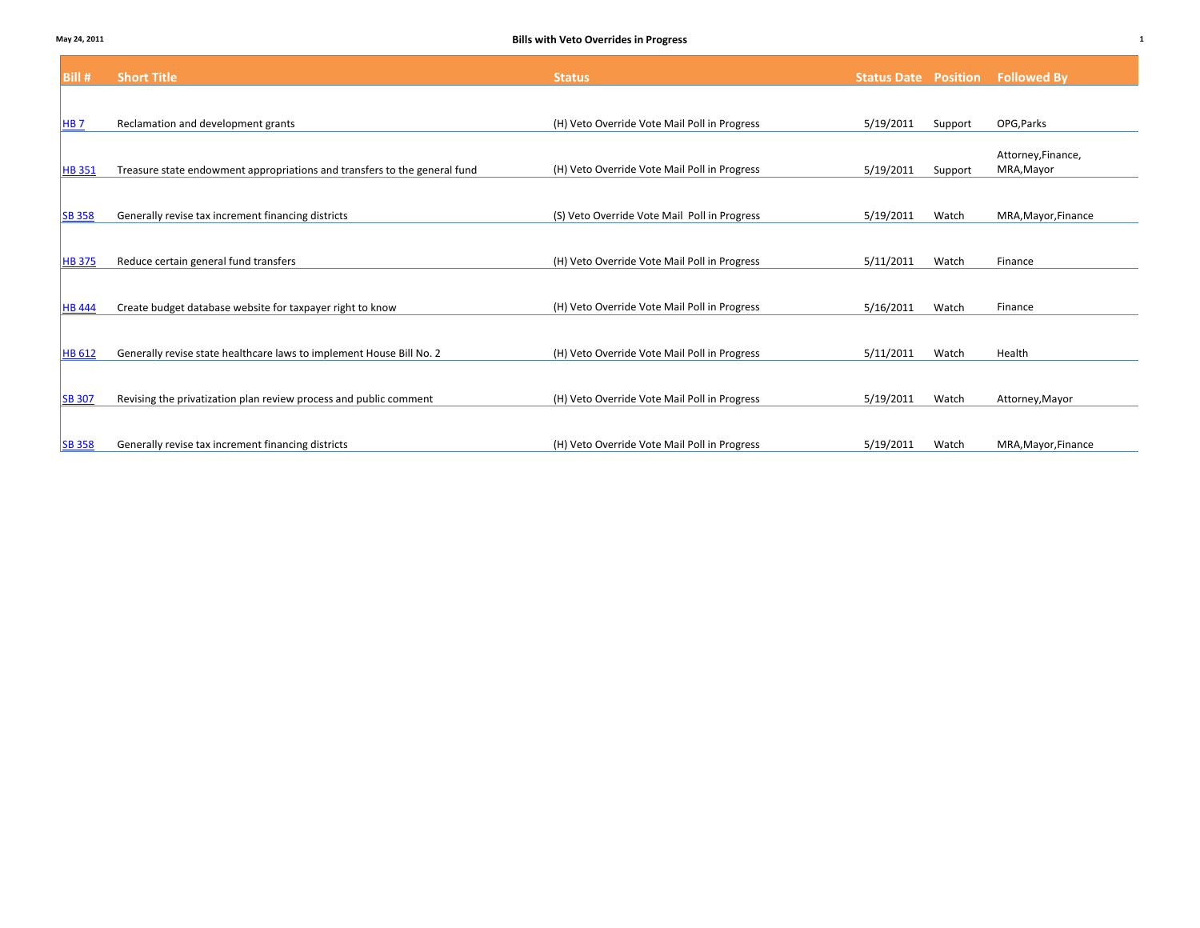# Bills with Veto Overrides in Progress

May 24, 2011

| Bill # | Short Title | Status | Status Date | Position | Followed By |
|---|---|---|---|---|---|
| HB 7 | Reclamation and development grants | (H) Veto Override Vote Mail Poll in Progress | 5/19/2011 | Support | OPG,Parks |
| HB 351 | Treasure state endowment appropriations and transfers to the general fund | (H) Veto Override Vote Mail Poll in Progress | 5/19/2011 | Support | Attorney,Finance, MRA,Mayor |
| SB 358 | Generally revise tax increment financing districts | (S) Veto Override Vote Mail Poll in Progress | 5/19/2011 | Watch | MRA,Mayor,Finance |
| HB 375 | Reduce certain general fund transfers | (H) Veto Override Vote Mail Poll in Progress | 5/11/2011 | Watch | Finance |
| HB 444 | Create budget database website for taxpayer right to know | (H) Veto Override Vote Mail Poll in Progress | 5/16/2011 | Watch | Finance |
| HB 612 | Generally revise state healthcare laws to implement House Bill No. 2 | (H) Veto Override Vote Mail Poll in Progress | 5/11/2011 | Watch | Health |
| SB 307 | Revising the privatization plan review process and public comment | (H) Veto Override Vote Mail Poll in Progress | 5/19/2011 | Watch | Attorney,Mayor |
| SB 358 | Generally revise tax increment financing districts | (H) Veto Override Vote Mail Poll in Progress | 5/19/2011 | Watch | MRA,Mayor,Finance |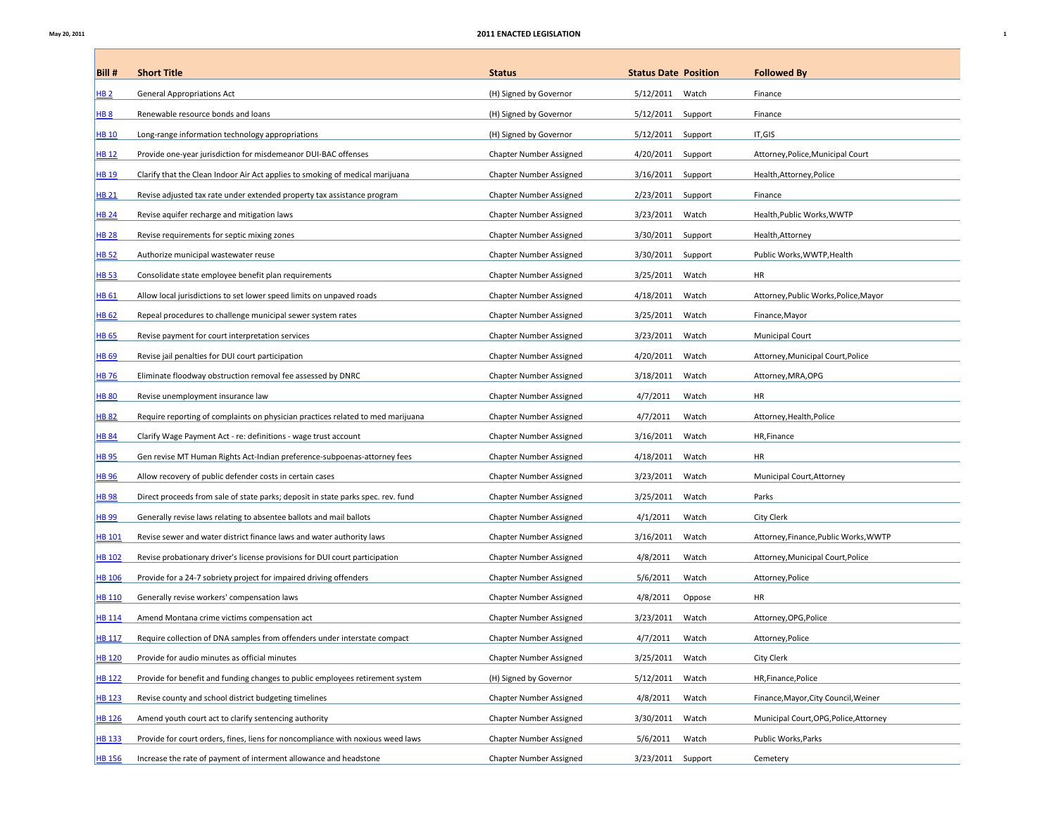# 2011 ENACTED LEGISLATION

| Bill # | Short Title | Status | Status Date | Position | Followed By |
|---|---|---|---|---|---|
| HB 2 | General Appropriations Act | (H) Signed by Governor | 5/12/2011 | Watch | Finance |
| HB 8 | Renewable resource bonds and loans | (H) Signed by Governor | 5/12/2011 | Support | Finance |
| HB 10 | Long-range information technology appropriations | (H) Signed by Governor | 5/12/2011 | Support | IT,GIS |
| HB 12 | Provide one-year jurisdiction for misdemeanor DUI-BAC offenses | Chapter Number Assigned | 4/20/2011 | Support | Attorney,Police,Municipal Court |
| HB 19 | Clarify that the Clean Indoor Air Act applies to smoking of medical marijuana | Chapter Number Assigned | 3/16/2011 | Support | Health,Attorney,Police |
| HB 21 | Revise adjusted tax rate under extended property tax assistance program | Chapter Number Assigned | 2/23/2011 | Support | Finance |
| HB 24 | Revise aquifer recharge and mitigation laws | Chapter Number Assigned | 3/23/2011 | Watch | Health,Public Works,WWTP |
| HB 28 | Revise requirements for septic mixing zones | Chapter Number Assigned | 3/30/2011 | Support | Health,Attorney |
| HB 52 | Authorize municipal wastewater reuse | Chapter Number Assigned | 3/30/2011 | Support | Public Works,WWTP,Health |
| HB 53 | Consolidate state employee benefit plan requirements | Chapter Number Assigned | 3/25/2011 | Watch | HR |
| HB 61 | Allow local jurisdictions to set lower speed limits on unpaved roads | Chapter Number Assigned | 4/18/2011 | Watch | Attorney,Public Works,Police,Mayor |
| HB 62 | Repeal procedures to challenge municipal sewer system rates | Chapter Number Assigned | 3/25/2011 | Watch | Finance,Mayor |
| HB 65 | Revise payment for court interpretation services | Chapter Number Assigned | 3/23/2011 | Watch | Municipal Court |
| HB 69 | Revise jail penalties for DUI court participation | Chapter Number Assigned | 4/20/2011 | Watch | Attorney,Municipal Court,Police |
| HB 76 | Eliminate floodway obstruction removal fee assessed by DNRC | Chapter Number Assigned | 3/18/2011 | Watch | Attorney,MRA,OPG |
| HB 80 | Revise unemployment insurance law | Chapter Number Assigned | 4/7/2011 | Watch | HR |
| HB 82 | Require reporting of complaints on physician practices related to med marijuana | Chapter Number Assigned | 4/7/2011 | Watch | Attorney,Health,Police |
| HB 84 | Clarify Wage Payment Act - re: definitions - wage trust account | Chapter Number Assigned | 3/16/2011 | Watch | HR,Finance |
| HB 95 | Gen revise MT Human Rights Act-Indian preference-subpoenas-attorney fees | Chapter Number Assigned | 4/18/2011 | Watch | HR |
| HB 96 | Allow recovery of public defender costs in certain cases | Chapter Number Assigned | 3/23/2011 | Watch | Municipal Court,Attorney |
| HB 98 | Direct proceeds from sale of state parks; deposit in state parks spec. rev. fund | Chapter Number Assigned | 3/25/2011 | Watch | Parks |
| HB 99 | Generally revise laws relating to absentee ballots and mail ballots | Chapter Number Assigned | 4/1/2011 | Watch | City Clerk |
| HB 101 | Revise sewer and water district finance laws and water authority laws | Chapter Number Assigned | 3/16/2011 | Watch | Attorney,Finance,Public Works,WWTP |
| HB 102 | Revise probationary driver's license provisions for DUI court participation | Chapter Number Assigned | 4/8/2011 | Watch | Attorney,Municipal Court,Police |
| HB 106 | Provide for a 24-7 sobriety project for impaired driving offenders | Chapter Number Assigned | 5/6/2011 | Watch | Attorney,Police |
| HB 110 | Generally revise workers' compensation laws | Chapter Number Assigned | 4/8/2011 | Oppose | HR |
| HB 114 | Amend Montana crime victims compensation act | Chapter Number Assigned | 3/23/2011 | Watch | Attorney,OPG,Police |
| HB 117 | Require collection of DNA samples from offenders under interstate compact | Chapter Number Assigned | 4/7/2011 | Watch | Attorney,Police |
| HB 120 | Provide for audio minutes as official minutes | Chapter Number Assigned | 3/25/2011 | Watch | City Clerk |
| HB 122 | Provide for benefit and funding changes to public employees retirement system | (H) Signed by Governor | 5/12/2011 | Watch | HR,Finance,Police |
| HB 123 | Revise county and school district budgeting timelines | Chapter Number Assigned | 4/8/2011 | Watch | Finance,Mayor,City Council,Weiner |
| HB 126 | Amend youth court act to clarify sentencing authority | Chapter Number Assigned | 3/30/2011 | Watch | Municipal Court,OPG,Police,Attorney |
| HB 133 | Provide for court orders, fines, liens for noncompliance with noxious weed laws | Chapter Number Assigned | 5/6/2011 | Watch | Public Works,Parks |
| HB 156 | Increase the rate of payment of interment allowance and headstone | Chapter Number Assigned | 3/23/2011 | Support | Cemetery |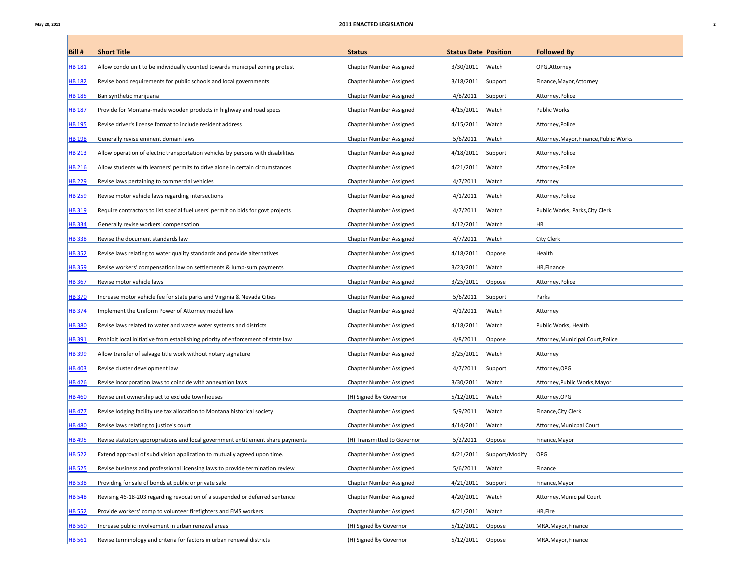# 2011 ENACTED LEGISLATION

| Bill # | Short Title | Status | Status Date | Position | Followed By |
|---|---|---|---|---|---|
| HB 181 | Allow condo unit to be individually counted towards municipal zoning protest | Chapter Number Assigned | 3/30/2011 | Watch | OPG,Attorney |
| HB 182 | Revise bond requirements for public schools and local governments | Chapter Number Assigned | 3/18/2011 | Support | Finance,Mayor,Attorney |
| HB 185 | Ban synthetic marijuana | Chapter Number Assigned | 4/8/2011 | Support | Attorney,Police |
| HB 187 | Provide for Montana-made wooden products in highway and road specs | Chapter Number Assigned | 4/15/2011 | Watch | Public Works |
| HB 195 | Revise driver's license format to include resident address | Chapter Number Assigned | 4/15/2011 | Watch | Attorney,Police |
| HB 198 | Generally revise eminent domain laws | Chapter Number Assigned | 5/6/2011 | Watch | Attorney,Mayor,Finance,Public Works |
| HB 213 | Allow operation of electric transportation vehicles by persons with disabilities | Chapter Number Assigned | 4/18/2011 | Support | Attorney,Police |
| HB 216 | Allow students with learners' permits to drive alone in certain circumstances | Chapter Number Assigned | 4/21/2011 | Watch | Attorney,Police |
| HB 229 | Revise laws pertaining to commercial vehicles | Chapter Number Assigned | 4/7/2011 | Watch | Attorney |
| HB 259 | Revise motor vehicle laws regarding intersections | Chapter Number Assigned | 4/1/2011 | Watch | Attorney,Police |
| HB 319 | Require contractors to list special fuel users' permit on bids for govt projects | Chapter Number Assigned | 4/7/2011 | Watch | Public Works, Parks,City Clerk |
| HB 334 | Generally revise workers' compensation | Chapter Number Assigned | 4/12/2011 | Watch | HR |
| HB 338 | Revise the document standards law | Chapter Number Assigned | 4/7/2011 | Watch | City Clerk |
| HB 352 | Revise laws relating to water quality standards and provide alternatives | Chapter Number Assigned | 4/18/2011 | Oppose | Health |
| HB 359 | Revise workers' compensation law on settlements & lump-sum payments | Chapter Number Assigned | 3/23/2011 | Watch | HR,Finance |
| HB 367 | Revise motor vehicle laws | Chapter Number Assigned | 3/25/2011 | Oppose | Attorney,Police |
| HB 370 | Increase motor vehicle fee for state parks and Virginia & Nevada Cities | Chapter Number Assigned | 5/6/2011 | Support | Parks |
| HB 374 | Implement the Uniform Power of Attorney model law | Chapter Number Assigned | 4/1/2011 | Watch | Attorney |
| HB 380 | Revise laws related to water and waste water systems and districts | Chapter Number Assigned | 4/18/2011 | Watch | Public Works, Health |
| HB 391 | Prohibit local initiative from establishing priority of enforcement of state law | Chapter Number Assigned | 4/8/2011 | Oppose | Attorney,Municipal Court,Police |
| HB 399 | Allow transfer of salvage title work without notary signature | Chapter Number Assigned | 3/25/2011 | Watch | Attorney |
| HB 403 | Revise cluster development law | Chapter Number Assigned | 4/7/2011 | Support | Attorney,OPG |
| HB 426 | Revise incorporation laws to coincide with annexation laws | Chapter Number Assigned | 3/30/2011 | Watch | Attorney,Public Works,Mayor |
| HB 460 | Revise unit ownership act to exclude townhouses | (H) Signed by Governor | 5/12/2011 | Watch | Attorney,OPG |
| HB 477 | Revise lodging facility use tax allocation to Montana historical society | Chapter Number Assigned | 5/9/2011 | Watch | Finance,City Clerk |
| HB 480 | Revise laws relating to justice's court | Chapter Number Assigned | 4/14/2011 | Watch | Attorney,Municipal Court |
| HB 495 | Revise statutory appropriations and local government entitlement share payments | (H) Transmitted to Governor | 5/2/2011 | Oppose | Finance,Mayor |
| HB 522 | Extend approval of subdivision application to mutually agreed upon time. | Chapter Number Assigned | 4/21/2011 | Support/Modify | OPG |
| HB 525 | Revise business and professional licensing laws to provide termination review | Chapter Number Assigned | 5/6/2011 | Watch | Finance |
| HB 538 | Providing for sale of bonds at public or private sale | Chapter Number Assigned | 4/21/2011 | Support | Finance,Mayor |
| HB 548 | Revising 46-18-203 regarding revocation of a suspended or deferred sentence | Chapter Number Assigned | 4/20/2011 | Watch | Attorney,Municipal Court |
| HB 552 | Provide workers' comp to volunteer firefighters and EMS workers | Chapter Number Assigned | 4/21/2011 | Watch | HR,Fire |
| HB 560 | Increase public involvement in urban renewal areas | (H) Signed by Governor | 5/12/2011 | Oppose | MRA,Mayor,Finance |
| HB 561 | Revise terminology and criteria for factors in urban renewal districts | (H) Signed by Governor | 5/12/2011 | Oppose | MRA,Mayor,Finance |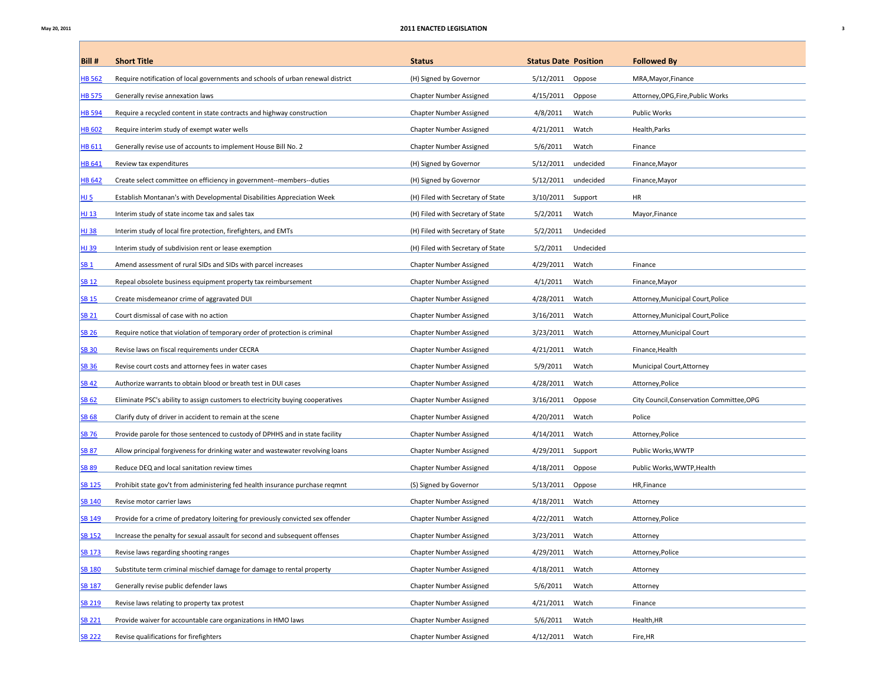| Bill # | Short Title | Status | Status Date | Position | Followed By |
|---|---|---|---|---|---|
| HB 562 | Require notification of local governments and schools of urban renewal district | (H) Signed by Governor | 5/12/2011 | Oppose | MRA,Mayor,Finance |
| HB 575 | Generally revise annexation laws | Chapter Number Assigned | 4/15/2011 | Oppose | Attorney,OPG,Fire,Public Works |
| HB 594 | Require a recycled content in state contracts and highway construction | Chapter Number Assigned | 4/8/2011 | Watch | Public Works |
| HB 602 | Require interim study of exempt water wells | Chapter Number Assigned | 4/21/2011 | Watch | Health,Parks |
| HB 611 | Generally revise use of accounts to implement House Bill No. 2 | Chapter Number Assigned | 5/6/2011 | Watch | Finance |
| HB 641 | Review tax expenditures | (H) Signed by Governor | 5/12/2011 | undecided | Finance,Mayor |
| HB 642 | Create select committee on efficiency in government--members--duties | (H) Signed by Governor | 5/12/2011 | undecided | Finance,Mayor |
| HJ 5 | Establish Montanan's with Developmental Disabilities Appreciation Week | (H) Filed with Secretary of State | 3/10/2011 | Support | HR |
| HJ 13 | Interim study of state income tax and sales tax | (H) Filed with Secretary of State | 5/2/2011 | Watch | Mayor,Finance |
| HJ 38 | Interim study of local fire protection, firefighters, and EMTs | (H) Filed with Secretary of State | 5/2/2011 | Undecided | |
| HJ 39 | Interim study of subdivision rent or lease exemption | (H) Filed with Secretary of State | 5/2/2011 | Undecided | |
| SB 1 | Amend assessment of rural SIDs and SIDs with parcel increases | Chapter Number Assigned | 4/29/2011 | Watch | Finance |
| SB 12 | Repeal obsolete business equipment property tax reimbursement | Chapter Number Assigned | 4/1/2011 | Watch | Finance,Mayor |
| SB 15 | Create misdemeanor crime of aggravated DUI | Chapter Number Assigned | 4/28/2011 | Watch | Attorney,Municipal Court,Police |
| SB 21 | Court dismissal of case with no action | Chapter Number Assigned | 3/16/2011 | Watch | Attorney,Municipal Court,Police |
| SB 26 | Require notice that violation of temporary order of protection is criminal | Chapter Number Assigned | 3/23/2011 | Watch | Attorney,Municipal Court |
| SB 30 | Revise laws on fiscal requirements under CECRA | Chapter Number Assigned | 4/21/2011 | Watch | Finance,Health |
| SB 36 | Revise court costs and attorney fees in water cases | Chapter Number Assigned | 5/9/2011 | Watch | Municipal Court,Attorney |
| SB 42 | Authorize warrants to obtain blood or breath test in DUI cases | Chapter Number Assigned | 4/28/2011 | Watch | Attorney,Police |
| SB 62 | Eliminate PSC's ability to assign customers to electricity buying cooperatives | Chapter Number Assigned | 3/16/2011 | Oppose | City Council,Conservation Committee,OPG |
| SB 68 | Clarify duty of driver in accident to remain at the scene | Chapter Number Assigned | 4/20/2011 | Watch | Police |
| SB 76 | Provide parole for those sentenced to custody of DPHHS and in state facility | Chapter Number Assigned | 4/14/2011 | Watch | Attorney,Police |
| SB 87 | Allow principal forgiveness for drinking water and wastewater revolving loans | Chapter Number Assigned | 4/29/2011 | Support | Public Works,WWTP |
| SB 89 | Reduce DEQ and local sanitation review times | Chapter Number Assigned | 4/18/2011 | Oppose | Public Works,WWTP,Health |
| SB 125 | Prohibit state gov't from administering fed health insurance purchase reqmnt | (S) Signed by Governor | 5/13/2011 | Oppose | HR,Finance |
| SB 140 | Revise motor carrier laws | Chapter Number Assigned | 4/18/2011 | Watch | Attorney |
| SB 149 | Provide for a crime of predatory loitering for previously convicted sex offender | Chapter Number Assigned | 4/22/2011 | Watch | Attorney,Police |
| SB 152 | Increase the penalty for sexual assault for second and subsequent offenses | Chapter Number Assigned | 3/23/2011 | Watch | Attorney |
| SB 173 | Revise laws regarding shooting ranges | Chapter Number Assigned | 4/29/2011 | Watch | Attorney,Police |
| SB 180 | Substitute term criminal mischief damage for damage to rental property | Chapter Number Assigned | 4/18/2011 | Watch | Attorney |
| SB 187 | Generally revise public defender laws | Chapter Number Assigned | 5/6/2011 | Watch | Attorney |
| SB 219 | Revise laws relating to property tax protest | Chapter Number Assigned | 4/21/2011 | Watch | Finance |
| SB 221 | Provide waiver for accountable care organizations in HMO laws | Chapter Number Assigned | 5/6/2011 | Watch | Health,HR |
| SB 222 | Revise qualifications for firefighters | Chapter Number Assigned | 4/12/2011 | Watch | Fire,HR |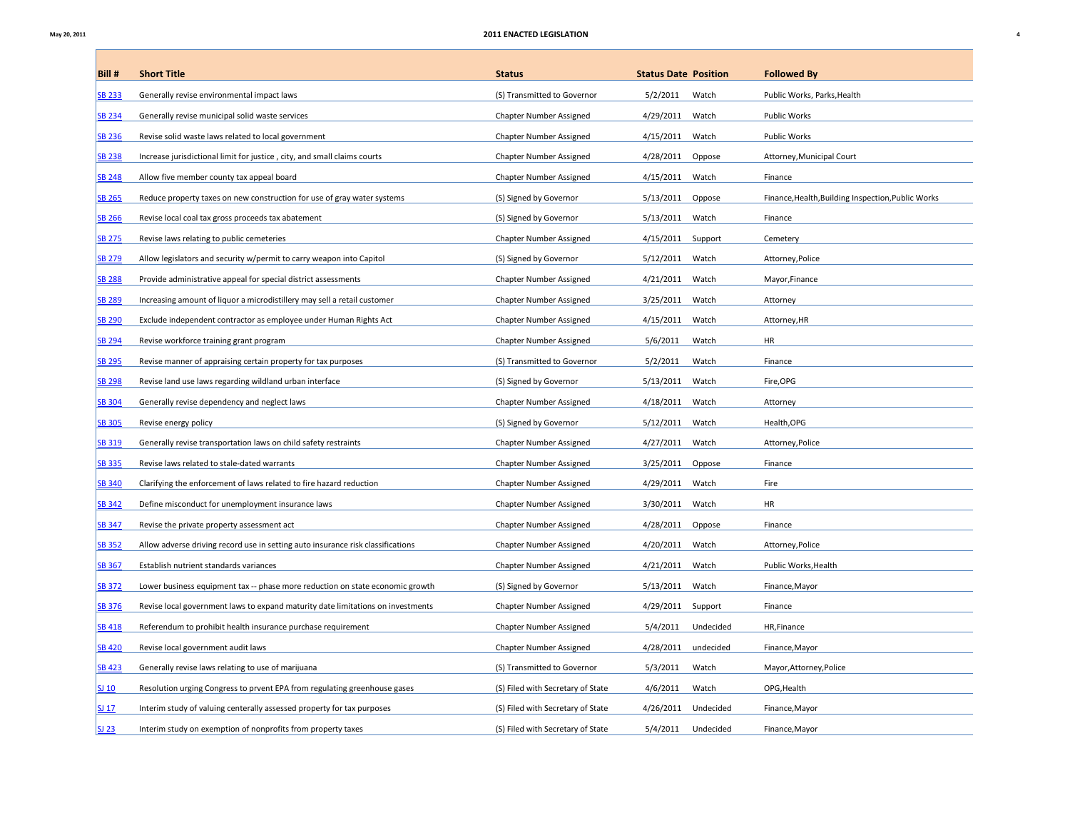| Bill # | Short Title | Status | Status Date | Position | Followed By |
|---|---|---|---|---|---|
| SB 233 | Generally revise environmental impact laws | (S) Transmitted to Governor | 5/2/2011 | Watch | Public Works, Parks,Health |
| SB 234 | Generally revise municipal solid waste services | Chapter Number Assigned | 4/29/2011 | Watch | Public Works |
| SB 236 | Revise solid waste laws related to local government | Chapter Number Assigned | 4/15/2011 | Watch | Public Works |
| SB 238 | Increase jurisdictional limit for justice , city, and small claims courts | Chapter Number Assigned | 4/28/2011 | Oppose | Attorney,Municipal Court |
| SB 248 | Allow five member county tax appeal board | Chapter Number Assigned | 4/15/2011 | Watch | Finance |
| SB 265 | Reduce property taxes on new construction for use of gray water systems | (S) Signed by Governor | 5/13/2011 | Oppose | Finance,Health,Building Inspection,Public Works |
| SB 266 | Revise local coal tax gross proceeds tax abatement | (S) Signed by Governor | 5/13/2011 | Watch | Finance |
| SB 275 | Revise laws relating to public cemeteries | Chapter Number Assigned | 4/15/2011 | Support | Cemetery |
| SB 279 | Allow legislators and security w/permit to carry weapon into Capitol | (S) Signed by Governor | 5/12/2011 | Watch | Attorney,Police |
| SB 288 | Provide administrative appeal for special district assessments | Chapter Number Assigned | 4/21/2011 | Watch | Mayor,Finance |
| SB 289 | Increasing amount of liquor a microdistillery may sell a retail customer | Chapter Number Assigned | 3/25/2011 | Watch | Attorney |
| SB 290 | Exclude independent contractor as employee under Human Rights Act | Chapter Number Assigned | 4/15/2011 | Watch | Attorney,HR |
| SB 294 | Revise workforce training grant program | Chapter Number Assigned | 5/6/2011 | Watch | HR |
| SB 295 | Revise manner of appraising certain property for tax purposes | (S) Transmitted to Governor | 5/2/2011 | Watch | Finance |
| SB 298 | Revise land use laws regarding wildland urban interface | (S) Signed by Governor | 5/13/2011 | Watch | Fire,OPG |
| SB 304 | Generally revise dependency and neglect laws | Chapter Number Assigned | 4/18/2011 | Watch | Attorney |
| SB 305 | Revise energy policy | (S) Signed by Governor | 5/12/2011 | Watch | Health,OPG |
| SB 319 | Generally revise transportation laws on child safety restraints | Chapter Number Assigned | 4/27/2011 | Watch | Attorney,Police |
| SB 335 | Revise laws related to stale-dated warrants | Chapter Number Assigned | 3/25/2011 | Oppose | Finance |
| SB 340 | Clarifying the enforcement of laws related to fire hazard reduction | Chapter Number Assigned | 4/29/2011 | Watch | Fire |
| SB 342 | Define misconduct for unemployment insurance laws | Chapter Number Assigned | 3/30/2011 | Watch | HR |
| SB 347 | Revise the private property assessment act | Chapter Number Assigned | 4/28/2011 | Oppose | Finance |
| SB 352 | Allow adverse driving record use in setting auto insurance risk classifications | Chapter Number Assigned | 4/20/2011 | Watch | Attorney,Police |
| SB 367 | Establish nutrient standards variances | Chapter Number Assigned | 4/21/2011 | Watch | Public Works,Health |
| SB 372 | Lower business equipment tax -- phase more reduction on state economic growth | (S) Signed by Governor | 5/13/2011 | Watch | Finance,Mayor |
| SB 376 | Revise local government laws to expand maturity date limitations on investments | Chapter Number Assigned | 4/29/2011 | Support | Finance |
| SB 418 | Referendum to prohibit health insurance purchase requirement | Chapter Number Assigned | 5/4/2011 | Undecided | HR,Finance |
| SB 420 | Revise local government audit laws | Chapter Number Assigned | 4/28/2011 | undecided | Finance,Mayor |
| SB 423 | Generally revise laws relating to use of marijuana | (S) Transmitted to Governor | 5/3/2011 | Watch | Mayor,Attorney,Police |
| SJ 10 | Resolution urging Congress to prvent EPA from regulating greenhouse gases | (S) Filed with Secretary of State | 4/6/2011 | Watch | OPG,Health |
| SJ 17 | Interim study of valuing centerally assessed property for tax purposes | (S) Filed with Secretary of State | 4/26/2011 | Undecided | Finance,Mayor |
| SJ 23 | Interim study on exemption of nonprofits from property taxes | (S) Filed with Secretary of State | 5/4/2011 | Undecided | Finance,Mayor |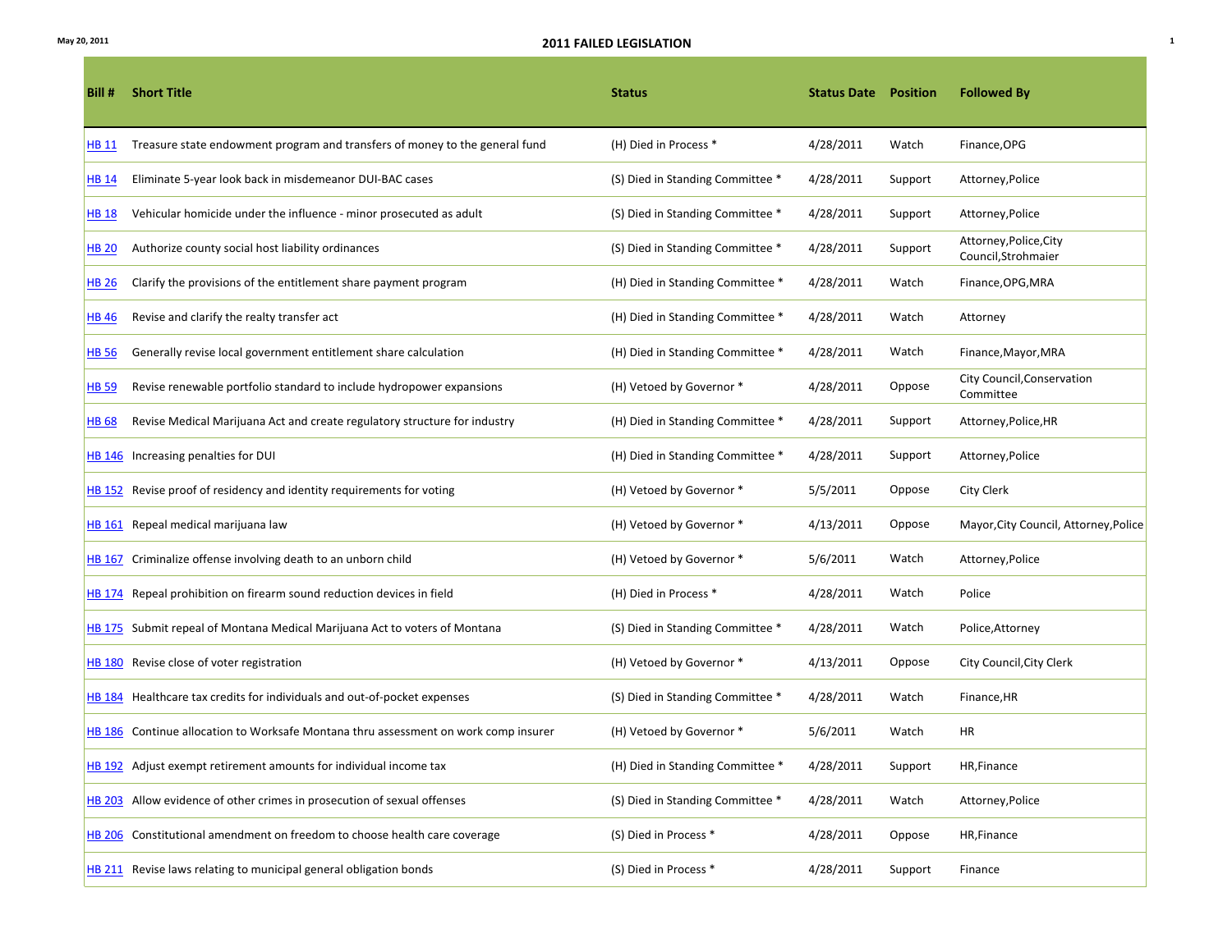# 2011 FAILED LEGISLATION

| Bill # | Short Title | Status | Status Date | Position | Followed By |
|---|---|---|---|---|---|
| HB 11 | Treasure state endowment program and transfers of money to the general fund | (H) Died in Process * | 4/28/2011 | Watch | Finance,OPG |
| HB 14 | Eliminate 5-year look back in misdemeanor DUI-BAC cases | (S) Died in Standing Committee * | 4/28/2011 | Support | Attorney,Police |
| HB 18 | Vehicular homicide under the influence - minor prosecuted as adult | (S) Died in Standing Committee * | 4/28/2011 | Support | Attorney,Police |
| HB 20 | Authorize county social host liability ordinances | (S) Died in Standing Committee * | 4/28/2011 | Support | Attorney,Police,City Council,Strohmaier |
| HB 26 | Clarify the provisions of the entitlement share payment program | (H) Died in Standing Committee * | 4/28/2011 | Watch | Finance,OPG,MRA |
| HB 46 | Revise and clarify the realty transfer act | (H) Died in Standing Committee * | 4/28/2011 | Watch | Attorney |
| HB 56 | Generally revise local government entitlement share calculation | (H) Died in Standing Committee * | 4/28/2011 | Watch | Finance,Mayor,MRA |
| HB 59 | Revise renewable portfolio standard to include hydropower expansions | (H) Vetoed by Governor * | 4/28/2011 | Oppose | City Council,Conservation Committee |
| HB 68 | Revise Medical Marijuana Act and create regulatory structure for industry | (H) Died in Standing Committee * | 4/28/2011 | Support | Attorney,Police,HR |
| HB 146 | Increasing penalties for DUI | (H) Died in Standing Committee * | 4/28/2011 | Support | Attorney,Police |
| HB 152 | Revise proof of residency and identity requirements for voting | (H) Vetoed by Governor * | 5/5/2011 | Oppose | City Clerk |
| HB 161 | Repeal medical marijuana law | (H) Vetoed by Governor * | 4/13/2011 | Oppose | Mayor,City Council, Attorney,Police |
| HB 167 | Criminalize offense involving death to an unborn child | (H) Vetoed by Governor * | 5/6/2011 | Watch | Attorney,Police |
| HB 174 | Repeal prohibition on firearm sound reduction devices in field | (H) Died in Process * | 4/28/2011 | Watch | Police |
| HB 175 | Submit repeal of Montana Medical Marijuana Act to voters of Montana | (S) Died in Standing Committee * | 4/28/2011 | Watch | Police,Attorney |
| HB 180 | Revise close of voter registration | (H) Vetoed by Governor * | 4/13/2011 | Oppose | City Council,City Clerk |
| HB 184 | Healthcare tax credits for individuals and out-of-pocket expenses | (S) Died in Standing Committee * | 4/28/2011 | Watch | Finance,HR |
| HB 186 | Continue allocation to Worksafe Montana thru assessment on work comp insurer | (H) Vetoed by Governor * | 5/6/2011 | Watch | HR |
| HB 192 | Adjust exempt retirement amounts for individual income tax | (H) Died in Standing Committee * | 4/28/2011 | Support | HR,Finance |
| HB 203 | Allow evidence of other crimes in prosecution of sexual offenses | (S) Died in Standing Committee * | 4/28/2011 | Watch | Attorney,Police |
| HB 206 | Constitutional amendment on freedom to choose health care coverage | (S) Died in Process * | 4/28/2011 | Oppose | HR,Finance |
| HB 211 | Revise laws relating to municipal general obligation bonds | (S) Died in Process * | 4/28/2011 | Support | Finance |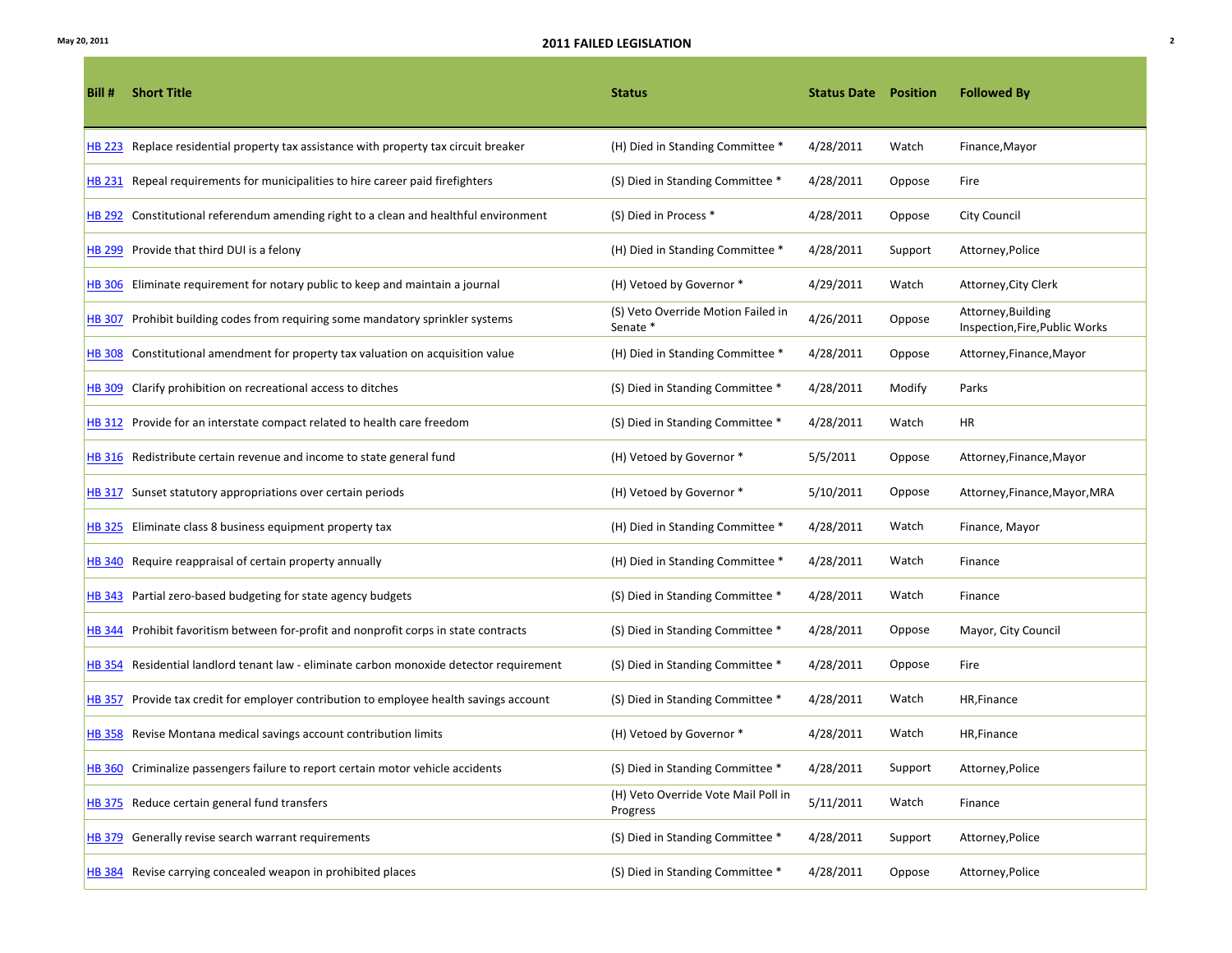## 2011 FAILED LEGISLATION

| Bill # | Short Title | Status | Status Date | Position | Followed By |
|---|---|---|---|---|---|
| HB 223 | Replace residential property tax assistance with property tax circuit breaker | (H) Died in Standing Committee * | 4/28/2011 | Watch | Finance,Mayor |
| HB 231 | Repeal requirements for municipalities to hire career paid firefighters | (S) Died in Standing Committee * | 4/28/2011 | Oppose | Fire |
| HB 292 | Constitutional referendum amending right to a clean and healthful environment | (S) Died in Process * | 4/28/2011 | Oppose | City Council |
| HB 299 | Provide that third DUI is a felony | (H) Died in Standing Committee * | 4/28/2011 | Support | Attorney,Police |
| HB 306 | Eliminate requirement for notary public to keep and maintain a journal | (H) Vetoed by Governor * | 4/29/2011 | Watch | Attorney,City Clerk |
| HB 307 | Prohibit building codes from requiring some mandatory sprinkler systems | (S) Veto Override Motion Failed in Senate * | 4/26/2011 | Oppose | Attorney,Building Inspection,Fire,Public Works |
| HB 308 | Constitutional amendment for property tax valuation on acquisition value | (H) Died in Standing Committee * | 4/28/2011 | Oppose | Attorney,Finance,Mayor |
| HB 309 | Clarify prohibition on recreational access to ditches | (S) Died in Standing Committee * | 4/28/2011 | Modify | Parks |
| HB 312 | Provide for an interstate compact related to health care freedom | (S) Died in Standing Committee * | 4/28/2011 | Watch | HR |
| HB 316 | Redistribute certain revenue and income to state general fund | (H) Vetoed by Governor * | 5/5/2011 | Oppose | Attorney,Finance,Mayor |
| HB 317 | Sunset statutory appropriations over certain periods | (H) Vetoed by Governor * | 5/10/2011 | Oppose | Attorney,Finance,Mayor,MRA |
| HB 325 | Eliminate class 8 business equipment property tax | (H) Died in Standing Committee * | 4/28/2011 | Watch | Finance, Mayor |
| HB 340 | Require reappraisal of certain property annually | (H) Died in Standing Committee * | 4/28/2011 | Watch | Finance |
| HB 343 | Partial zero-based budgeting for state agency budgets | (S) Died in Standing Committee * | 4/28/2011 | Watch | Finance |
| HB 344 | Prohibit favoritism between for-profit and nonprofit corps in state contracts | (S) Died in Standing Committee * | 4/28/2011 | Oppose | Mayor, City Council |
| HB 354 | Residential landlord tenant law - eliminate carbon monoxide detector requirement | (S) Died in Standing Committee * | 4/28/2011 | Oppose | Fire |
| HB 357 | Provide tax credit for employer contribution to employee health savings account | (S) Died in Standing Committee * | 4/28/2011 | Watch | HR,Finance |
| HB 358 | Revise Montana medical savings account contribution limits | (H) Vetoed by Governor * | 4/28/2011 | Watch | HR,Finance |
| HB 360 | Criminalize passengers failure to report certain motor vehicle accidents | (S) Died in Standing Committee * | 4/28/2011 | Support | Attorney,Police |
| HB 375 | Reduce certain general fund transfers | (H) Veto Override Vote Mail Poll in Progress | 5/11/2011 | Watch | Finance |
| HB 379 | Generally revise search warrant requirements | (S) Died in Standing Committee * | 4/28/2011 | Support | Attorney,Police |
| HB 384 | Revise carrying concealed weapon in prohibited places | (S) Died in Standing Committee * | 4/28/2011 | Oppose | Attorney,Police |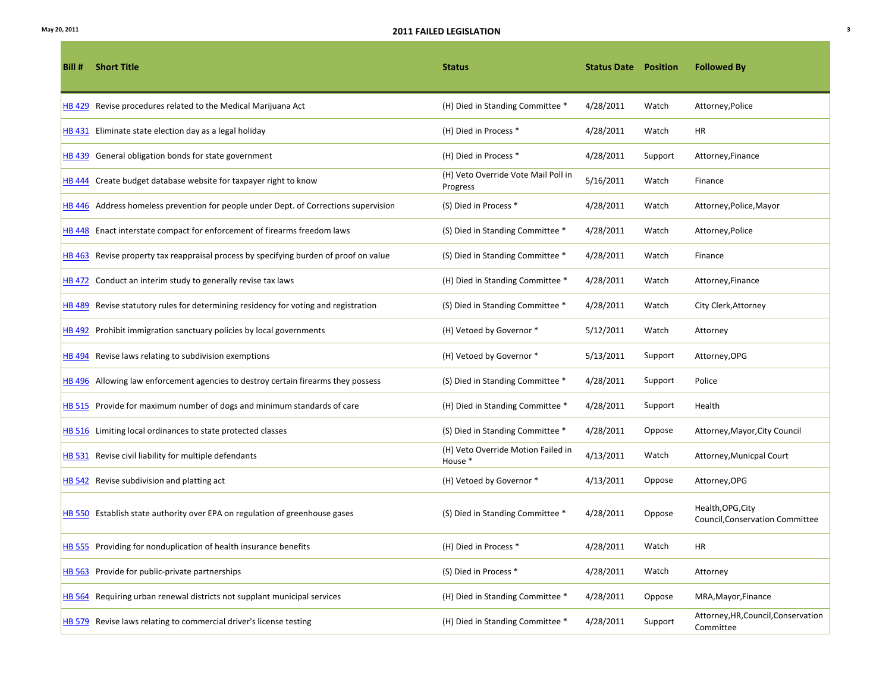# 2011 FAILED LEGISLATION

| Bill # | Short Title | Status | Status Date | Position | Followed By |
|---|---|---|---|---|---|
| HB 429 | Revise procedures related to the Medical Marijuana Act | (H) Died in Standing Committee * | 4/28/2011 | Watch | Attorney,Police |
| HB 431 | Eliminate state election day as a legal holiday | (H) Died in Process * | 4/28/2011 | Watch | HR |
| HB 439 | General obligation bonds for state government | (H) Died in Process * | 4/28/2011 | Support | Attorney,Finance |
| HB 444 | Create budget database website for taxpayer right to know | (H) Veto Override Vote Mail Poll in Progress | 5/16/2011 | Watch | Finance |
| HB 446 | Address homeless prevention for people under Dept. of Corrections supervision | (S) Died in Process * | 4/28/2011 | Watch | Attorney,Police,Mayor |
| HB 448 | Enact interstate compact for enforcement of firearms freedom laws | (S) Died in Standing Committee * | 4/28/2011 | Watch | Attorney,Police |
| HB 463 | Revise property tax reappraisal process by specifying burden of proof on value | (S) Died in Standing Committee * | 4/28/2011 | Watch | Finance |
| HB 472 | Conduct an interim study to generally revise tax laws | (H) Died in Standing Committee * | 4/28/2011 | Watch | Attorney,Finance |
| HB 489 | Revise statutory rules for determining residency for voting and registration | (S) Died in Standing Committee * | 4/28/2011 | Watch | City Clerk,Attorney |
| HB 492 | Prohibit immigration sanctuary policies by local governments | (H) Vetoed by Governor * | 5/12/2011 | Watch | Attorney |
| HB 494 | Revise laws relating to subdivision exemptions | (H) Vetoed by Governor * | 5/13/2011 | Support | Attorney,OPG |
| HB 496 | Allowing law enforcement agencies to destroy certain firearms they possess | (S) Died in Standing Committee * | 4/28/2011 | Support | Police |
| HB 515 | Provide for maximum number of dogs and minimum standards of care | (H) Died in Standing Committee * | 4/28/2011 | Support | Health |
| HB 516 | Limiting local ordinances to state protected classes | (S) Died in Standing Committee * | 4/28/2011 | Oppose | Attorney,Mayor,City Council |
| HB 531 | Revise civil liability for multiple defendants | (H) Veto Override Motion Failed in House * | 4/13/2011 | Watch | Attorney,Municpal Court |
| HB 542 | Revise subdivision and platting act | (H) Vetoed by Governor * | 4/13/2011 | Oppose | Attorney,OPG |
| HB 550 | Establish state authority over EPA on regulation of greenhouse gases | (S) Died in Standing Committee * | 4/28/2011 | Oppose | Health,OPG,City Council,Conservation Committee |
| HB 555 | Providing for nonduplication of health insurance benefits | (H) Died in Process * | 4/28/2011 | Watch | HR |
| HB 563 | Provide for public-private partnerships | (S) Died in Process * | 4/28/2011 | Watch | Attorney |
| HB 564 | Requiring urban renewal districts not supplant municipal services | (H) Died in Standing Committee * | 4/28/2011 | Oppose | MRA,Mayor,Finance |
| HB 579 | Revise laws relating to commercial driver's license testing | (H) Died in Standing Committee * | 4/28/2011 | Support | Attorney,HR,Council,Conservation Committee |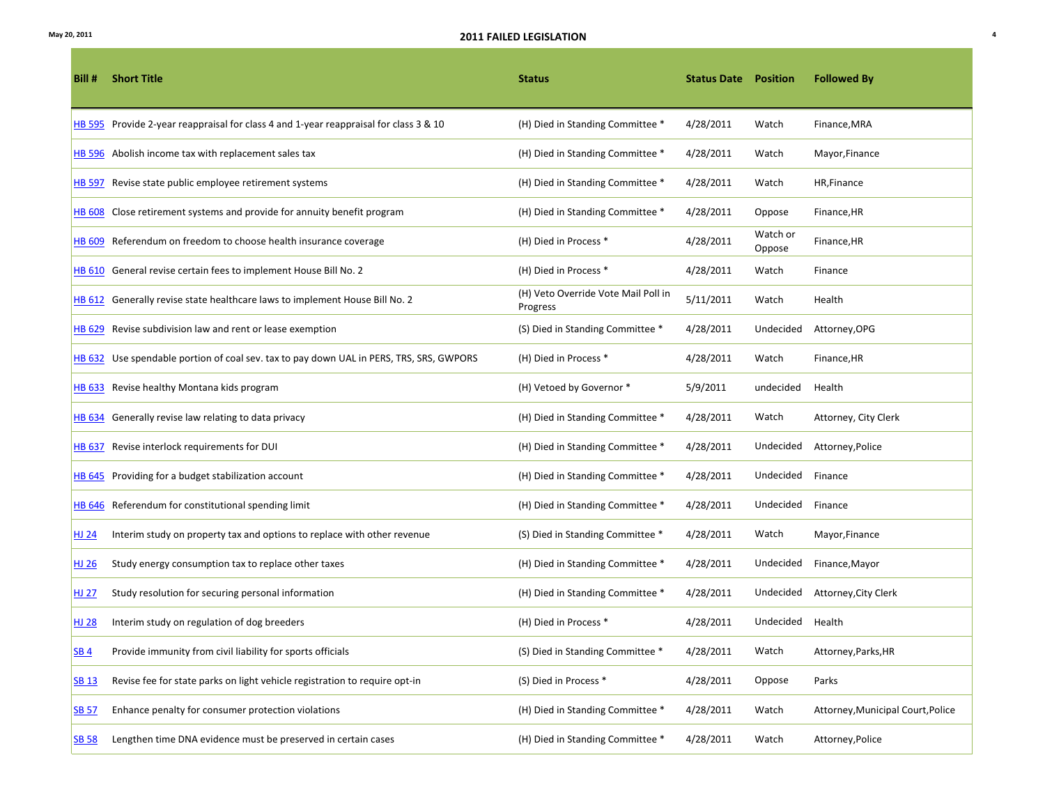## 2011 FAILED LEGISLATION

| Bill # | Short Title | Status | Status Date | Position | Followed By |
|---|---|---|---|---|---|
| HB 595 | Provide 2-year reappraisal for class 4 and 1-year reappraisal for class 3 & 10 | (H) Died in Standing Committee * | 4/28/2011 | Watch | Finance,MRA |
| HB 596 | Abolish income tax with replacement sales tax | (H) Died in Standing Committee * | 4/28/2011 | Watch | Mayor,Finance |
| HB 597 | Revise state public employee retirement systems | (H) Died in Standing Committee * | 4/28/2011 | Watch | HR,Finance |
| HB 608 | Close retirement systems and provide for annuity benefit program | (H) Died in Standing Committee * | 4/28/2011 | Oppose | Finance,HR |
| HB 609 | Referendum on freedom to choose health insurance coverage | (H) Died in Process * | 4/28/2011 | Watch or Oppose | Finance,HR |
| HB 610 | General revise certain fees to implement House Bill No. 2 | (H) Died in Process * | 4/28/2011 | Watch | Finance |
| HB 612 | Generally revise state healthcare laws to implement House Bill No. 2 | (H) Veto Override Vote Mail Poll in Progress | 5/11/2011 | Watch | Health |
| HB 629 | Revise subdivision law and rent or lease exemption | (S) Died in Standing Committee * | 4/28/2011 | Undecided | Attorney,OPG |
| HB 632 | Use spendable portion of coal sev. tax to pay down UAL in PERS, TRS, SRS, GWPORS | (H) Died in Process * | 4/28/2011 | Watch | Finance,HR |
| HB 633 | Revise healthy Montana kids program | (H) Vetoed by Governor * | 5/9/2011 | undecided | Health |
| HB 634 | Generally revise law relating to data privacy | (H) Died in Standing Committee * | 4/28/2011 | Watch | Attorney, City Clerk |
| HB 637 | Revise interlock requirements for DUI | (H) Died in Standing Committee * | 4/28/2011 | Undecided | Attorney,Police |
| HB 645 | Providing for a budget stabilization account | (H) Died in Standing Committee * | 4/28/2011 | Undecided | Finance |
| HB 646 | Referendum for constitutional spending limit | (H) Died in Standing Committee * | 4/28/2011 | Undecided | Finance |
| HJ 24 | Interim study on property tax and options to replace with other revenue | (S) Died in Standing Committee * | 4/28/2011 | Watch | Mayor,Finance |
| HJ 26 | Study energy consumption tax to replace other taxes | (H) Died in Standing Committee * | 4/28/2011 | Undecided | Finance,Mayor |
| HJ 27 | Study resolution for securing personal information | (H) Died in Standing Committee * | 4/28/2011 | Undecided | Attorney,City Clerk |
| HJ 28 | Interim study on regulation of dog breeders | (H) Died in Process * | 4/28/2011 | Undecided | Health |
| SB 4 | Provide immunity from civil liability for sports officials | (S) Died in Standing Committee * | 4/28/2011 | Watch | Attorney,Parks,HR |
| SB 13 | Revise fee for state parks on light vehicle registration to require opt-in | (S) Died in Process * | 4/28/2011 | Oppose | Parks |
| SB 57 | Enhance penalty for consumer protection violations | (H) Died in Standing Committee * | 4/28/2011 | Watch | Attorney,Municipal Court,Police |
| SB 58 | Lengthen time DNA evidence must be preserved in certain cases | (H) Died in Standing Committee * | 4/28/2011 | Watch | Attorney,Police |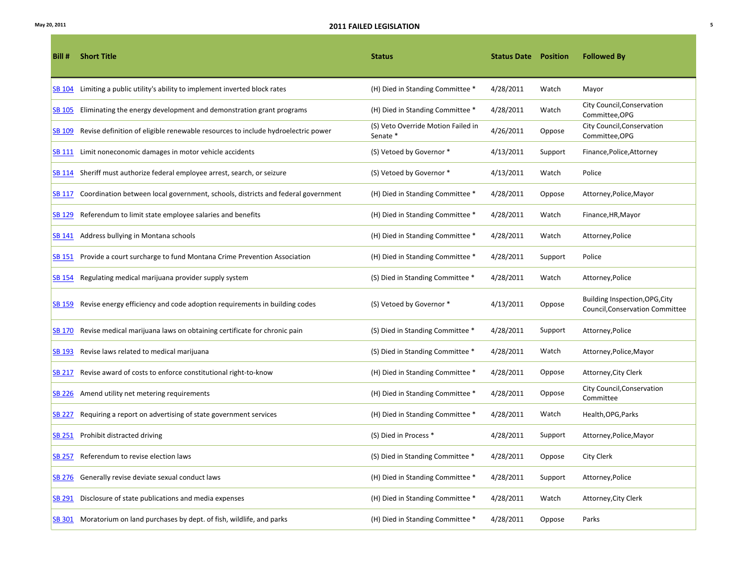## 2011 FAILED LEGISLATION

| Bill # | Short Title | Status | Status Date | Position | Followed By |
|---|---|---|---|---|---|
| SB 104 | Limiting a public utility's ability to implement inverted block rates | (H) Died in Standing Committee * | 4/28/2011 | Watch | Mayor |
| SB 105 | Eliminating the energy development and demonstration grant programs | (H) Died in Standing Committee * | 4/28/2011 | Watch | City Council,Conservation Committee,OPG |
| SB 109 | Revise definition of eligible renewable resources to include hydroelectric power | (S) Veto Override Motion Failed in Senate * | 4/26/2011 | Oppose | City Council,Conservation Committee,OPG |
| SB 111 | Limit noneconomic damages in motor vehicle accidents | (S) Vetoed by Governor * | 4/13/2011 | Support | Finance,Police,Attorney |
| SB 114 | Sheriff must authorize federal employee arrest, search, or seizure | (S) Vetoed by Governor * | 4/13/2011 | Watch | Police |
| SB 117 | Coordination between local government, schools, districts and federal government | (H) Died in Standing Committee * | 4/28/2011 | Oppose | Attorney,Police,Mayor |
| SB 129 | Referendum to limit state employee salaries and benefits | (H) Died in Standing Committee * | 4/28/2011 | Watch | Finance,HR,Mayor |
| SB 141 | Address bullying in Montana schools | (H) Died in Standing Committee * | 4/28/2011 | Watch | Attorney,Police |
| SB 151 | Provide a court surcharge to fund Montana Crime Prevention Association | (H) Died in Standing Committee * | 4/28/2011 | Support | Police |
| SB 154 | Regulating medical marijuana provider supply system | (S) Died in Standing Committee * | 4/28/2011 | Watch | Attorney,Police |
| SB 159 | Revise energy efficiency and code adoption requirements in building codes | (S) Vetoed by Governor * | 4/13/2011 | Oppose | Building Inspection,OPG,City Council,Conservation Committee |
| SB 170 | Revise medical marijuana laws on obtaining certificate for chronic pain | (S) Died in Standing Committee * | 4/28/2011 | Support | Attorney,Police |
| SB 193 | Revise laws related to medical marijuana | (S) Died in Standing Committee * | 4/28/2011 | Watch | Attorney,Police,Mayor |
| SB 217 | Revise award of costs to enforce constitutional right-to-know | (H) Died in Standing Committee * | 4/28/2011 | Oppose | Attorney,City Clerk |
| SB 226 | Amend utility net metering requirements | (H) Died in Standing Committee * | 4/28/2011 | Oppose | City Council,Conservation Committee |
| SB 227 | Requiring a report on advertising of state government services | (H) Died in Standing Committee * | 4/28/2011 | Watch | Health,OPG,Parks |
| SB 251 | Prohibit distracted driving | (S) Died in Process * | 4/28/2011 | Support | Attorney,Police,Mayor |
| SB 257 | Referendum to revise election laws | (S) Died in Standing Committee * | 4/28/2011 | Oppose | City Clerk |
| SB 276 | Generally revise deviate sexual conduct laws | (H) Died in Standing Committee * | 4/28/2011 | Support | Attorney,Police |
| SB 291 | Disclosure of state publications and media expenses | (H) Died in Standing Committee * | 4/28/2011 | Watch | Attorney,City Clerk |
| SB 301 | Moratorium on land purchases by dept. of fish, wildlife, and parks | (H) Died in Standing Committee * | 4/28/2011 | Oppose | Parks |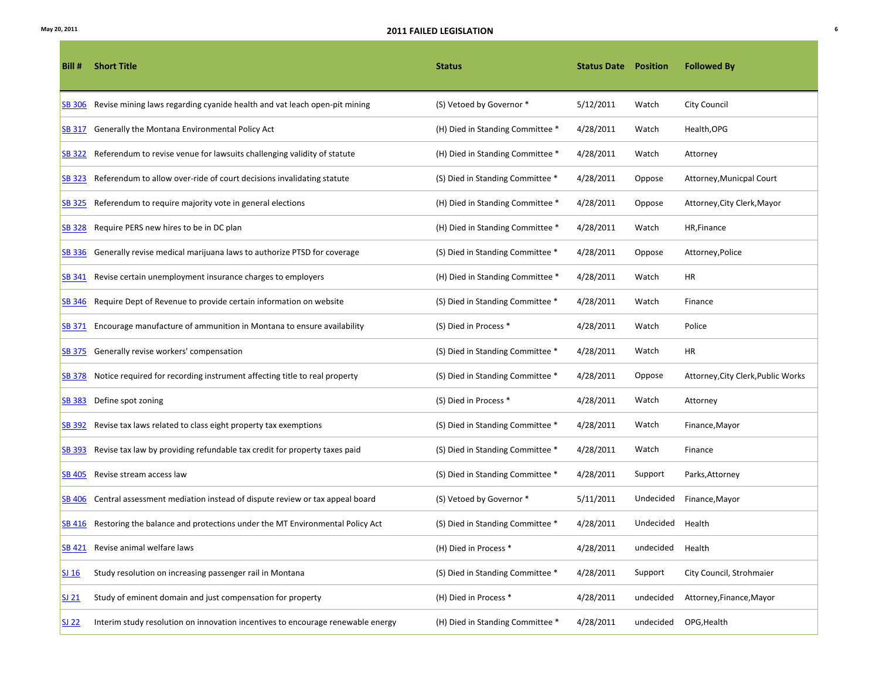## 2011 FAILED LEGISLATION

| Bill # | Short Title | Status | Status Date | Position | Followed By |
|---|---|---|---|---|---|
| SB 306 | Revise mining laws regarding cyanide health and vat leach open-pit mining | (S) Vetoed by Governor * | 5/12/2011 | Watch | City Council |
| SB 317 | Generally the Montana Environmental Policy Act | (H) Died in Standing Committee * | 4/28/2011 | Watch | Health,OPG |
| SB 322 | Referendum to revise venue for lawsuits challenging validity of statute | (H) Died in Standing Committee * | 4/28/2011 | Watch | Attorney |
| SB 323 | Referendum to allow over-ride of court decisions invalidating statute | (S) Died in Standing Committee * | 4/28/2011 | Oppose | Attorney,Municpal Court |
| SB 325 | Referendum to require majority vote in general elections | (H) Died in Standing Committee * | 4/28/2011 | Oppose | Attorney,City Clerk,Mayor |
| SB 328 | Require PERS new hires to be in DC plan | (H) Died in Standing Committee * | 4/28/2011 | Watch | HR,Finance |
| SB 336 | Generally revise medical marijuana laws to authorize PTSD for coverage | (S) Died in Standing Committee * | 4/28/2011 | Oppose | Attorney,Police |
| SB 341 | Revise certain unemployment insurance charges to employers | (H) Died in Standing Committee * | 4/28/2011 | Watch | HR |
| SB 346 | Require Dept of Revenue to provide certain information on website | (S) Died in Standing Committee * | 4/28/2011 | Watch | Finance |
| SB 371 | Encourage manufacture of ammunition in Montana to ensure availability | (S) Died in Process * | 4/28/2011 | Watch | Police |
| SB 375 | Generally revise workers' compensation | (S) Died in Standing Committee * | 4/28/2011 | Watch | HR |
| SB 378 | Notice required for recording instrument affecting title to real property | (S) Died in Standing Committee * | 4/28/2011 | Oppose | Attorney,City Clerk,Public Works |
| SB 383 | Define spot zoning | (S) Died in Process * | 4/28/2011 | Watch | Attorney |
| SB 392 | Revise tax laws related to class eight property tax exemptions | (S) Died in Standing Committee * | 4/28/2011 | Watch | Finance,Mayor |
| SB 393 | Revise tax law by providing refundable tax credit for property taxes paid | (S) Died in Standing Committee * | 4/28/2011 | Watch | Finance |
| SB 405 | Revise stream access law | (S) Died in Standing Committee * | 4/28/2011 | Support | Parks,Attorney |
| SB 406 | Central assessment mediation instead of dispute review or tax appeal board | (S) Vetoed by Governor * | 5/11/2011 | Undecided | Finance,Mayor |
| SB 416 | Restoring the balance and protections under the MT Environmental Policy Act | (S) Died in Standing Committee * | 4/28/2011 | Undecided | Health |
| SB 421 | Revise animal welfare laws | (H) Died in Process * | 4/28/2011 | undecided | Health |
| SJ 16 | Study resolution on increasing passenger rail in Montana | (S) Died in Standing Committee * | 4/28/2011 | Support | City Council, Strohmaier |
| SJ 21 | Study of eminent domain and just compensation for property | (H) Died in Process * | 4/28/2011 | undecided | Attorney,Finance,Mayor |
| SJ 22 | Interim study resolution on innovation incentives to encourage renewable energy | (H) Died in Standing Committee * | 4/28/2011 | undecided | OPG,Health |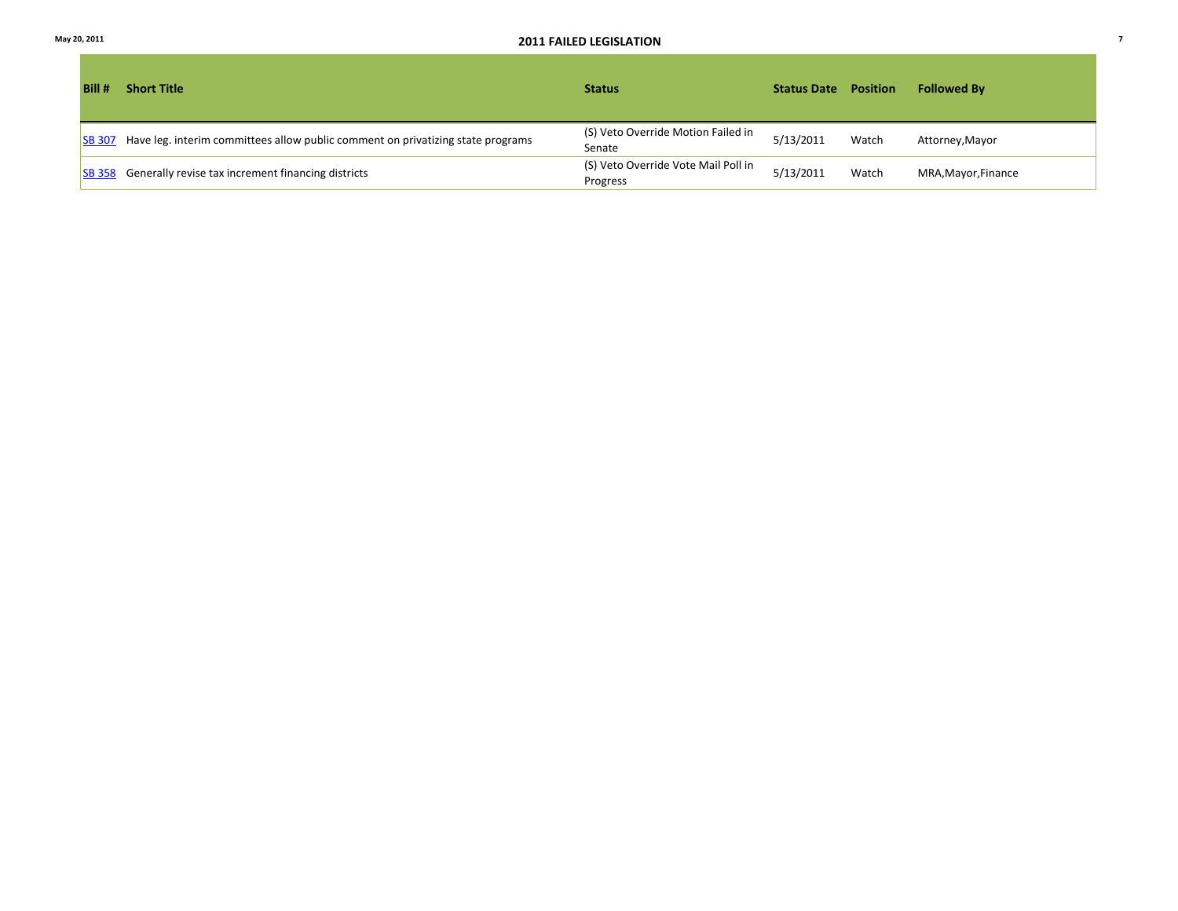# 2011 FAILED LEGISLATION

| Bill # | Short Title | Status | Status Date | Position | Followed By |
|---|---|---|---|---|---|
| SB 307 | Have leg. interim committees allow public comment on privatizing state programs | (S) Veto Override Motion Failed in Senate | 5/13/2011 | Watch | Attorney,Mayor |
| SB 358 | Generally revise tax increment financing districts | (S) Veto Override Vote Mail Poll in Progress | 5/13/2011 | Watch | MRA,Mayor,Finance |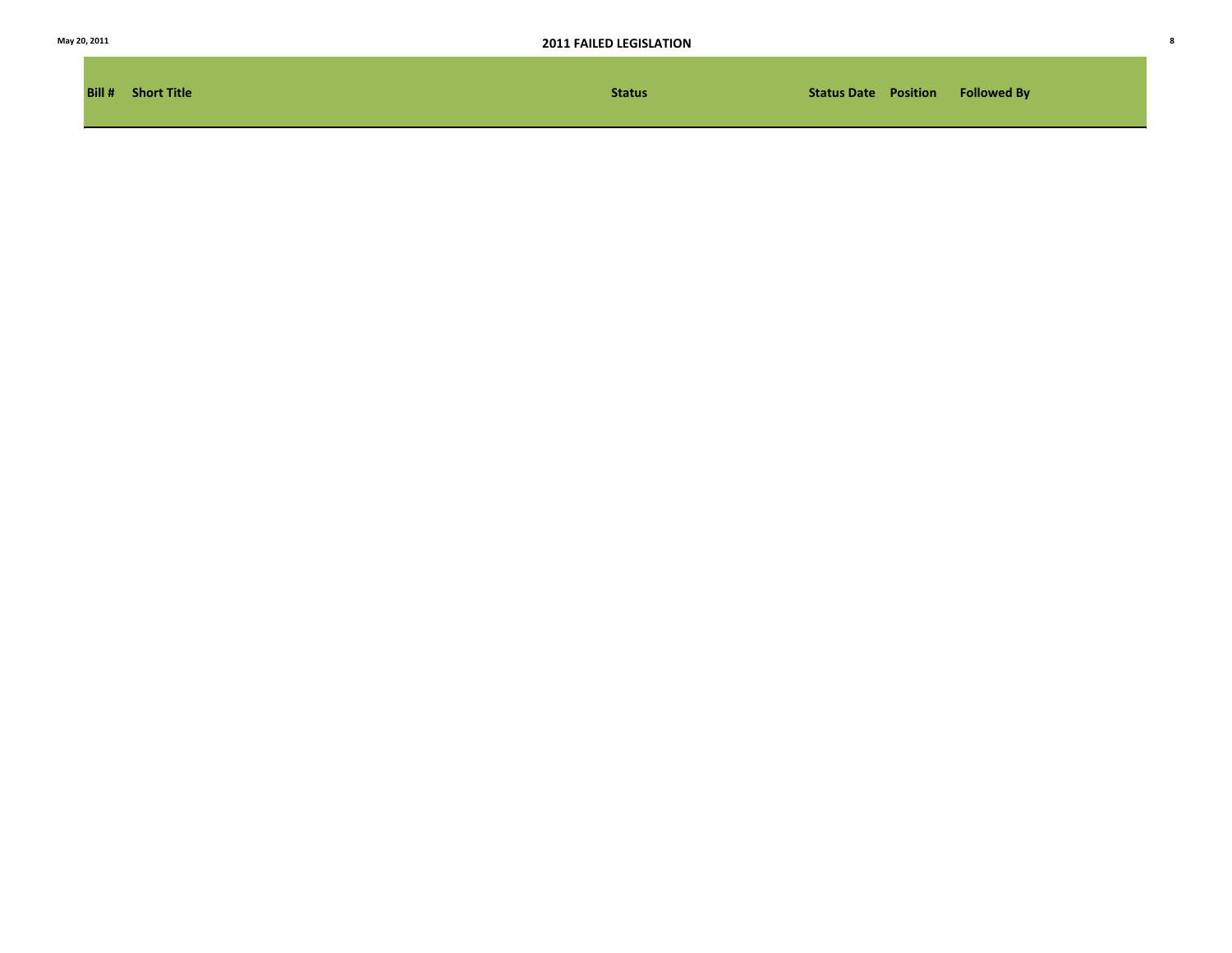| Bill # | Short Title | Status | Status Date | Position | Followed By |
|---|---|---|---|---|---|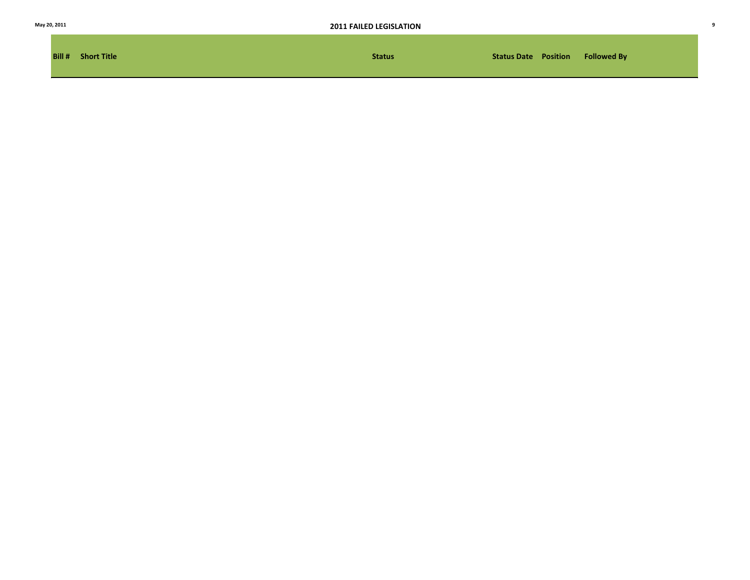| Bill # | Short Title | Status | Status Date | Position | Followed By |
| --- | --- | --- | --- | --- | --- |